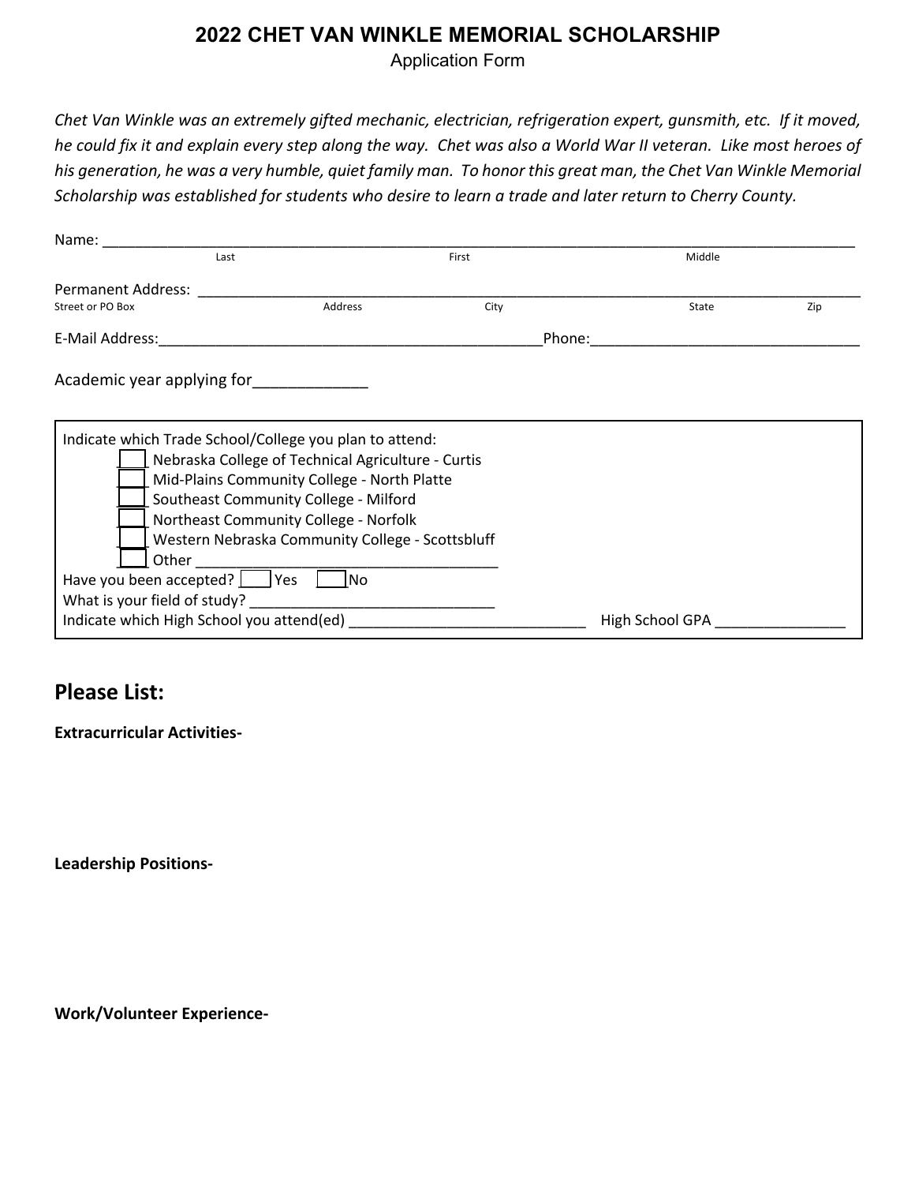# 2022 CHET VAN WINKLE MEMORIAL SCHOLARSHIP

Application Form

*Chet Van Winkle was an extremely gifted mechanic, electrician, refrigeration expert, gunsmith, etc. If it moved, he could fix it and explain every step along the way. Chet was also a World War II veteran. Like most heroes of his generation, he was a very humble, quiet family man. To honor this great man, the Chet Van Winkle Memorial Scholarship was established for students who desire to learn a trade and later return to Cherry County.*

Name: ___________________________________________________________________________

Last &nbsp;&nbsp;&nbsp;&nbsp;&nbsp;&nbsp;&nbsp;&nbsp;&nbsp;&nbsp; First &nbsp;&nbsp;&nbsp;&nbsp;&nbsp;&nbsp;&nbsp;&nbsp;&nbsp;&nbsp; Middle

Permanent Address: _______________________________________________________________

Street or PO Box &nbsp;&nbsp;&nbsp;&nbsp;&nbsp; Address &nbsp;&nbsp;&nbsp;&nbsp;&nbsp; City &nbsp;&nbsp;&nbsp;&nbsp;&nbsp; State &nbsp;&nbsp;&nbsp;&nbsp;&nbsp; Zip

E-Mail Address:_______________________________________Phone:__________________________

Academic year applying for_____________

Indicate which Trade School/College you plan to attend:

- [ ] Nebraska College of Technical Agriculture - Curtis
- [ ] Mid-Plains Community College - North Platte
- [ ] Southeast Community College - Milford
- [ ] Northeast Community College - Norfolk
- [ ] Western Nebraska Community College - Scottsbluff
- [ ] Other ___________________________________

Have you been accepted? [ ] Yes [ ] No

What is your field of study? ______________________________

Indicate which High School you attend(ed) ____________________________ High School GPA _______________

## Please List:

**Extracurricular Activities-**

**Leadership Positions-**

**Work/Volunteer Experience-**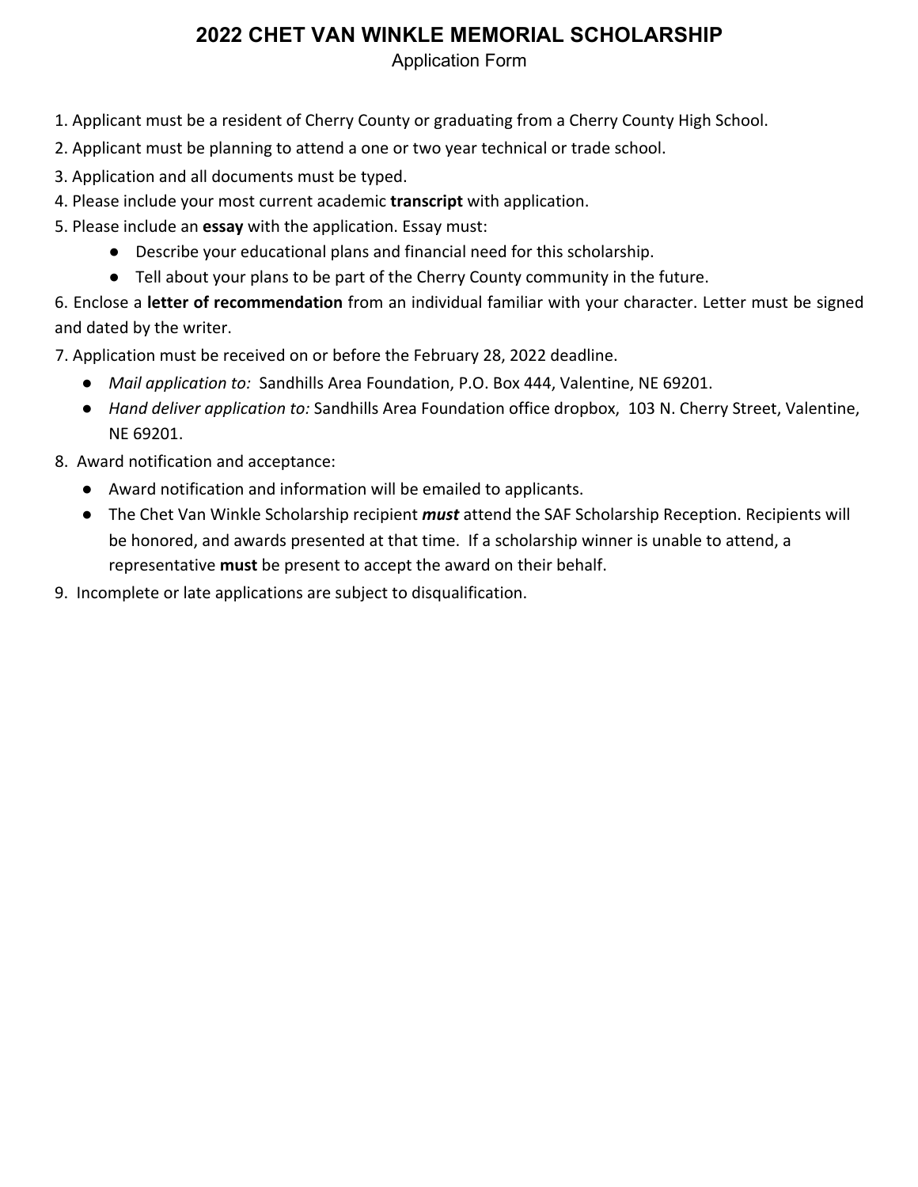# 2022 CHET VAN WINKLE MEMORIAL SCHOLARSHIP

Application Form

1. Applicant must be a resident of Cherry County or graduating from a Cherry County High School.
2. Applicant must be planning to attend a one or two year technical or trade school.
3. Application and all documents must be typed.
4. Please include your most current academic **transcript** with application.
5. Please include an **essay** with the application. Essay must:
    - Describe your educational plans and financial need for this scholarship.
    - Tell about your plans to be part of the Cherry County community in the future.
6. Enclose a **letter of recommendation** from an individual familiar with your character. Letter must be signed and dated by the writer.
7. Application must be received on or before the February 28, 2022 deadline.
    - *Mail application to:* Sandhills Area Foundation, P.O. Box 444, Valentine, NE 69201.
    - *Hand deliver application to:* Sandhills Area Foundation office dropbox, 103 N. Cherry Street, Valentine, NE 69201.
8. Award notification and acceptance:
    - Award notification and information will be emailed to applicants.
    - The Chet Van Winkle Scholarship recipient ***must*** attend the SAF Scholarship Reception. Recipients will be honored, and awards presented at that time. If a scholarship winner is unable to attend, a representative **must** be present to accept the award on their behalf.
9. Incomplete or late applications are subject to disqualification.